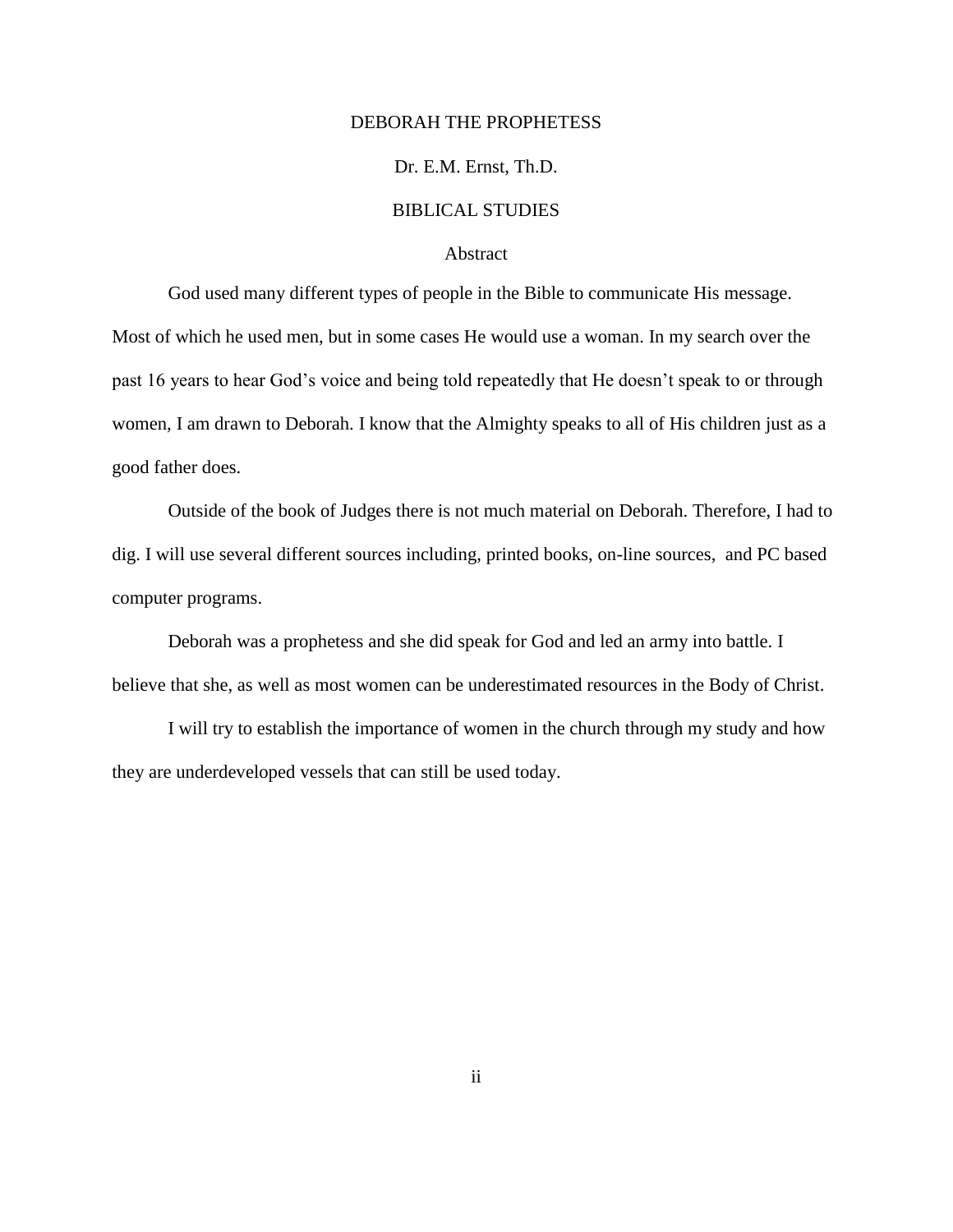# DEBORAH THE PROPHETESS

Dr. E.M. Ernst, Th.D.

BIBLICAL STUDIES

## Abstract

God used many different types of people in the Bible to communicate His message. Most of which he used men, but in some cases He would use a woman. In my search over the past 16 years to hear God's voice and being told repeatedly that He doesn't speak to or through women, I am drawn to Deborah. I know that the Almighty speaks to all of His children just as a good father does.

Outside of the book of Judges there is not much material on Deborah. Therefore, I had to dig. I will use several different sources including, printed books, on-line sources, and PC based computer programs.

Deborah was a prophetess and she did speak for God and led an army into battle. I believe that she, as well as most women can be underestimated resources in the Body of Christ.

I will try to establish the importance of women in the church through my study and how they are underdeveloped vessels that can still be used today.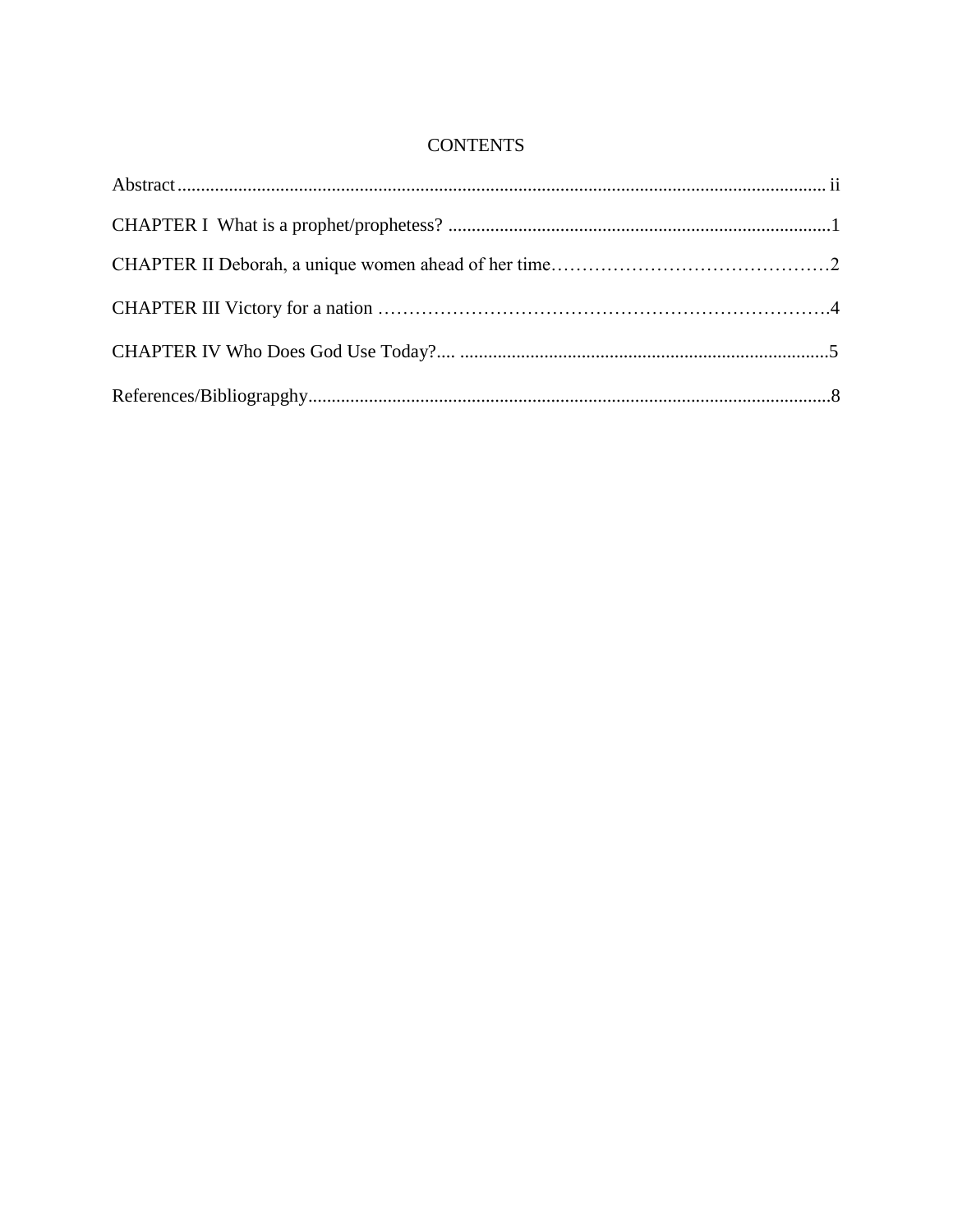# CONTENTS

Abstract........................................................................................................................................ ii

CHAPTER I What is a prophet/prophetess? ..................................................................................1

CHAPTER II Deborah, a unique women ahead of her time………………………………………2

CHAPTER III Victory for a nation ……………………………………………………………….4

CHAPTER IV Who Does God Use Today?.... ...............................................................................5

References/Bibliograpghy................................................................................................................8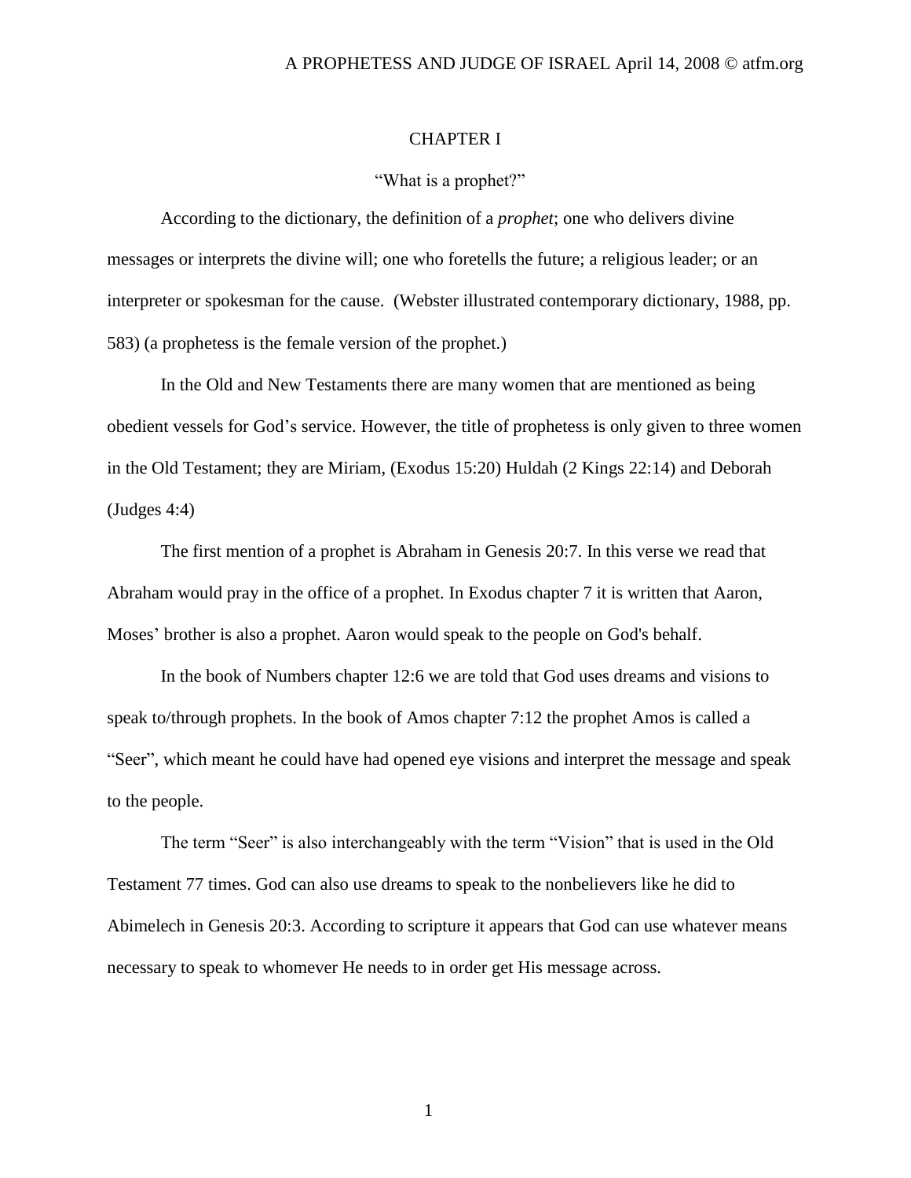# CHAPTER I

## "What is a prophet?"

According to the dictionary, the definition of a *prophet*; one who delivers divine messages or interprets the divine will; one who foretells the future; a religious leader; or an interpreter or spokesman for the cause. (Webster illustrated contemporary dictionary, 1988, pp. 583) (a prophetess is the female version of the prophet.)

In the Old and New Testaments there are many women that are mentioned as being obedient vessels for God's service. However, the title of prophetess is only given to three women in the Old Testament; they are Miriam, (Exodus 15:20) Huldah (2 Kings 22:14) and Deborah (Judges 4:4)

The first mention of a prophet is Abraham in Genesis 20:7. In this verse we read that Abraham would pray in the office of a prophet. In Exodus chapter 7 it is written that Aaron, Moses' brother is also a prophet. Aaron would speak to the people on God's behalf.

In the book of Numbers chapter 12:6 we are told that God uses dreams and visions to speak to/through prophets. In the book of Amos chapter 7:12 the prophet Amos is called a "Seer", which meant he could have had opened eye visions and interpret the message and speak to the people.

The term "Seer" is also interchangeably with the term "Vision" that is used in the Old Testament 77 times. God can also use dreams to speak to the nonbelievers like he did to Abimelech in Genesis 20:3. According to scripture it appears that God can use whatever means necessary to speak to whomever He needs to in order get His message across.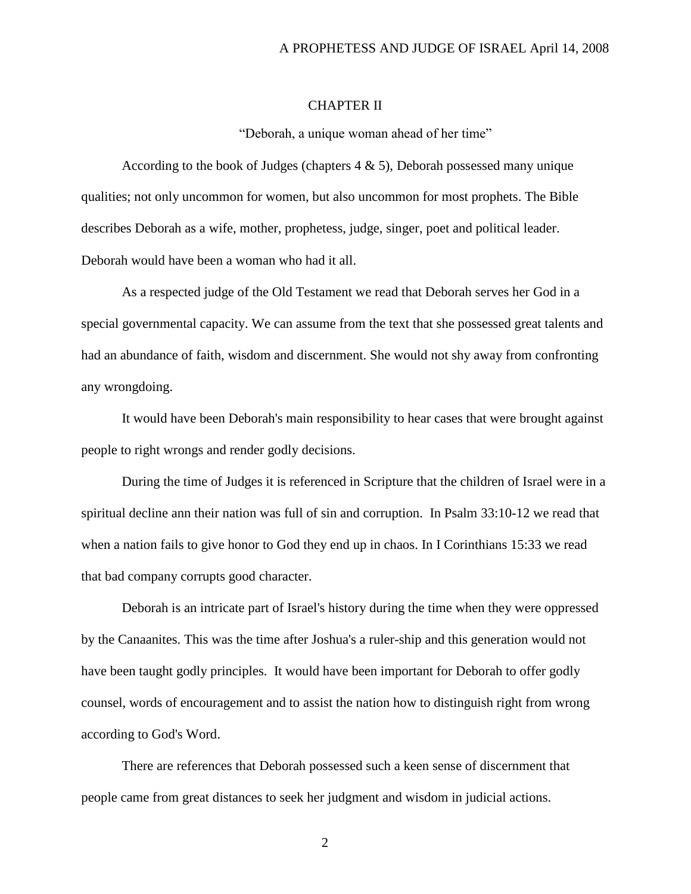## CHAPTER II

"Deborah, a unique woman ahead of her time"

According to the book of Judges (chapters 4 & 5), Deborah possessed many unique qualities; not only uncommon for women, but also uncommon for most prophets. The Bible describes Deborah as a wife, mother, prophetess, judge, singer, poet and political leader. Deborah would have been a woman who had it all.

As a respected judge of the Old Testament we read that Deborah serves her God in a special governmental capacity. We can assume from the text that she possessed great talents and had an abundance of faith, wisdom and discernment. She would not shy away from confronting any wrongdoing.

It would have been Deborah's main responsibility to hear cases that were brought against people to right wrongs and render godly decisions.

During the time of Judges it is referenced in Scripture that the children of Israel were in a spiritual decline ann their nation was full of sin and corruption. In Psalm 33:10-12 we read that when a nation fails to give honor to God they end up in chaos. In I Corinthians 15:33 we read that bad company corrupts good character.

Deborah is an intricate part of Israel's history during the time when they were oppressed by the Canaanites. This was the time after Joshua's a ruler-ship and this generation would not have been taught godly principles. It would have been important for Deborah to offer godly counsel, words of encouragement and to assist the nation how to distinguish right from wrong according to God's Word.

There are references that Deborah possessed such a keen sense of discernment that people came from great distances to seek her judgment and wisdom in judicial actions.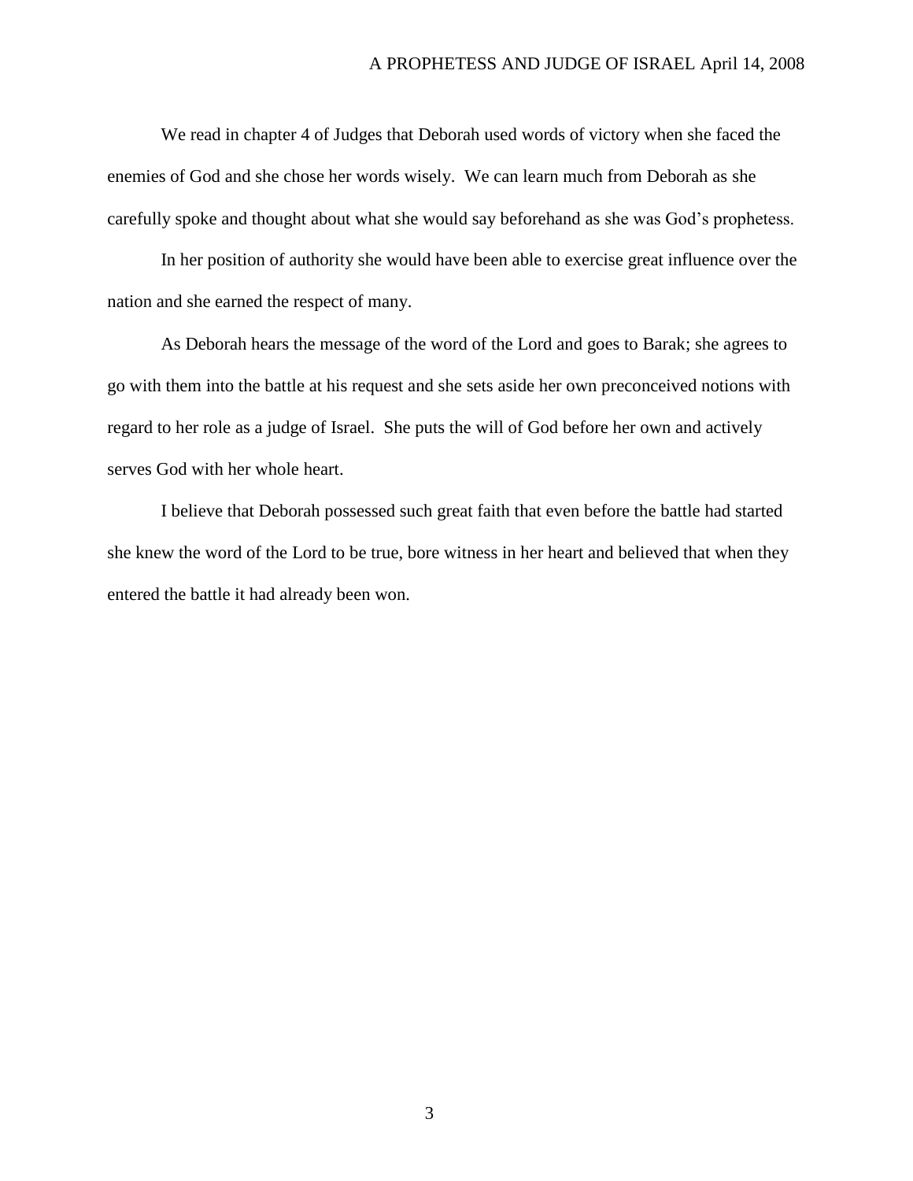We read in chapter 4 of Judges that Deborah used words of victory when she faced the enemies of God and she chose her words wisely. We can learn much from Deborah as she carefully spoke and thought about what she would say beforehand as she was God's prophetess.

In her position of authority she would have been able to exercise great influence over the nation and she earned the respect of many.

As Deborah hears the message of the word of the Lord and goes to Barak; she agrees to go with them into the battle at his request and she sets aside her own preconceived notions with regard to her role as a judge of Israel. She puts the will of God before her own and actively serves God with her whole heart.

I believe that Deborah possessed such great faith that even before the battle had started she knew the word of the Lord to be true, bore witness in her heart and believed that when they entered the battle it had already been won.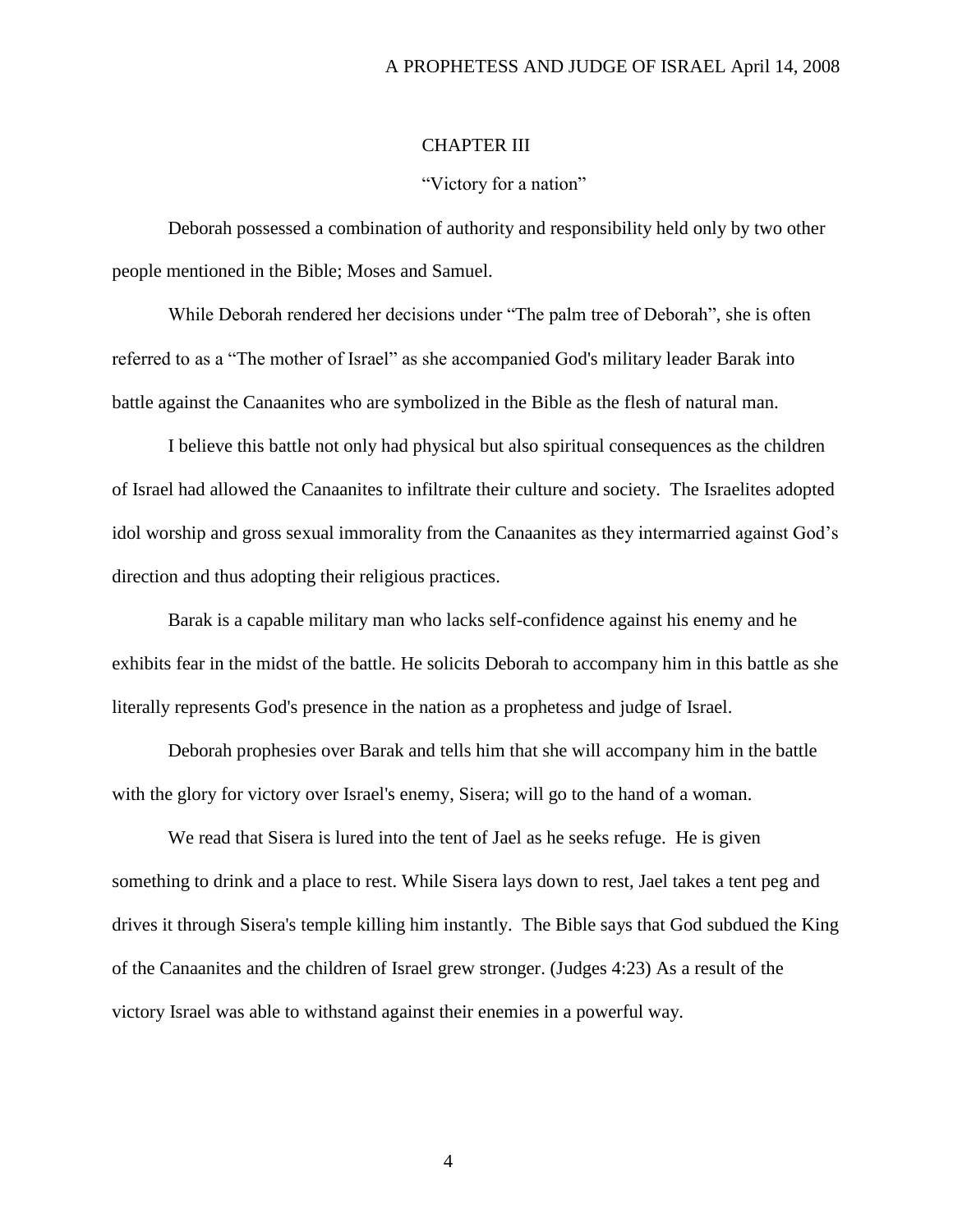# CHAPTER III

## "Victory for a nation"

Deborah possessed a combination of authority and responsibility held only by two other people mentioned in the Bible; Moses and Samuel.

While Deborah rendered her decisions under "The palm tree of Deborah", she is often referred to as a "The mother of Israel" as she accompanied God's military leader Barak into battle against the Canaanites who are symbolized in the Bible as the flesh of natural man.

I believe this battle not only had physical but also spiritual consequences as the children of Israel had allowed the Canaanites to infiltrate their culture and society. The Israelites adopted idol worship and gross sexual immorality from the Canaanites as they intermarried against God's direction and thus adopting their religious practices.

Barak is a capable military man who lacks self-confidence against his enemy and he exhibits fear in the midst of the battle. He solicits Deborah to accompany him in this battle as she literally represents God's presence in the nation as a prophetess and judge of Israel.

Deborah prophesies over Barak and tells him that she will accompany him in the battle with the glory for victory over Israel's enemy, Sisera; will go to the hand of a woman.

We read that Sisera is lured into the tent of Jael as he seeks refuge. He is given something to drink and a place to rest. While Sisera lays down to rest, Jael takes a tent peg and drives it through Sisera's temple killing him instantly. The Bible says that God subdued the King of the Canaanites and the children of Israel grew stronger. (Judges 4:23) As a result of the victory Israel was able to withstand against their enemies in a powerful way.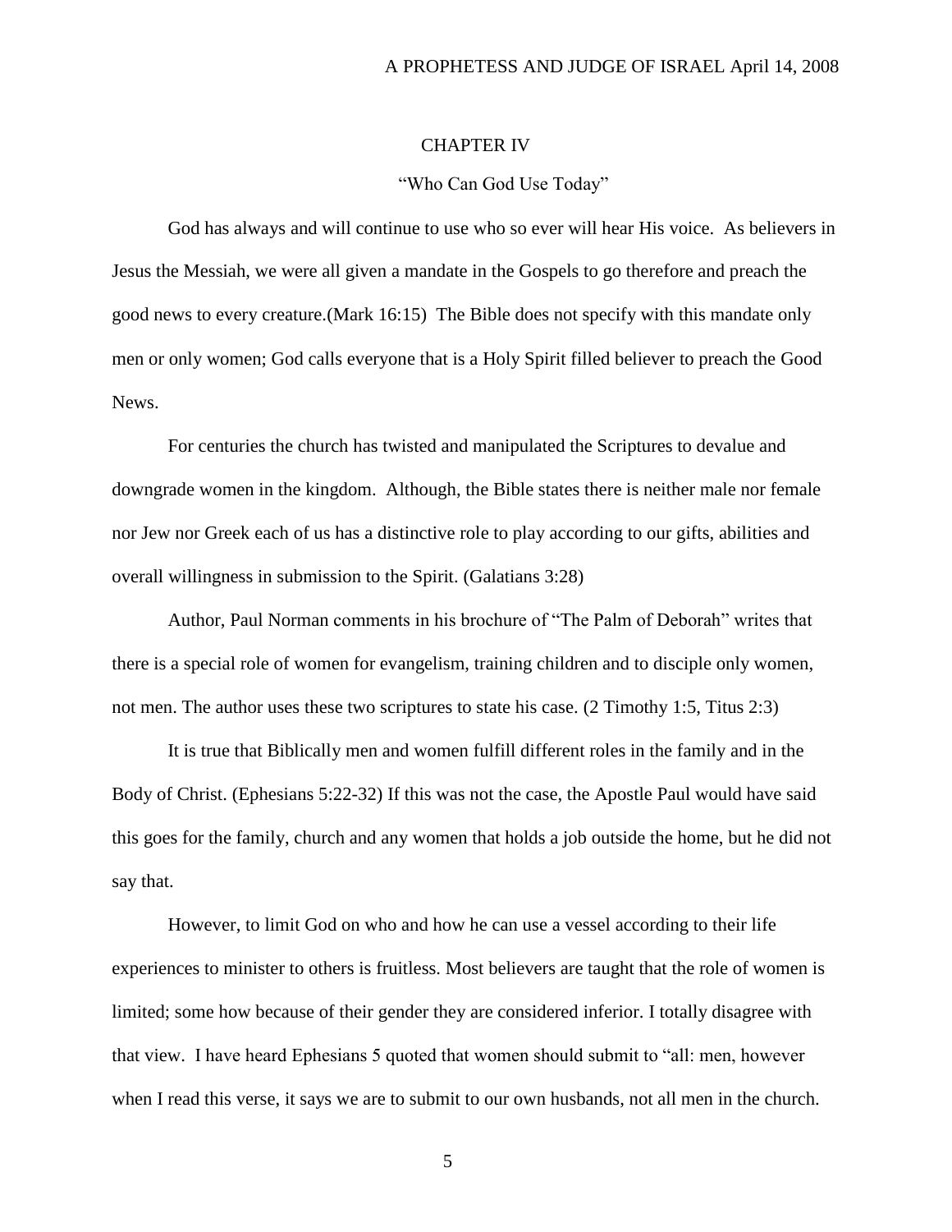# CHAPTER IV

## "Who Can God Use Today"

God has always and will continue to use who so ever will hear His voice. As believers in Jesus the Messiah, we were all given a mandate in the Gospels to go therefore and preach the good news to every creature.(Mark 16:15) The Bible does not specify with this mandate only men or only women; God calls everyone that is a Holy Spirit filled believer to preach the Good News.

For centuries the church has twisted and manipulated the Scriptures to devalue and downgrade women in the kingdom. Although, the Bible states there is neither male nor female nor Jew nor Greek each of us has a distinctive role to play according to our gifts, abilities and overall willingness in submission to the Spirit. (Galatians 3:28)

Author, Paul Norman comments in his brochure of "The Palm of Deborah" writes that there is a special role of women for evangelism, training children and to disciple only women, not men. The author uses these two scriptures to state his case. (2 Timothy 1:5, Titus 2:3)

It is true that Biblically men and women fulfill different roles in the family and in the Body of Christ. (Ephesians 5:22-32) If this was not the case, the Apostle Paul would have said this goes for the family, church and any women that holds a job outside the home, but he did not say that.

However, to limit God on who and how he can use a vessel according to their life experiences to minister to others is fruitless. Most believers are taught that the role of women is limited; some how because of their gender they are considered inferior. I totally disagree with that view. I have heard Ephesians 5 quoted that women should submit to "all: men, however when I read this verse, it says we are to submit to our own husbands, not all men in the church.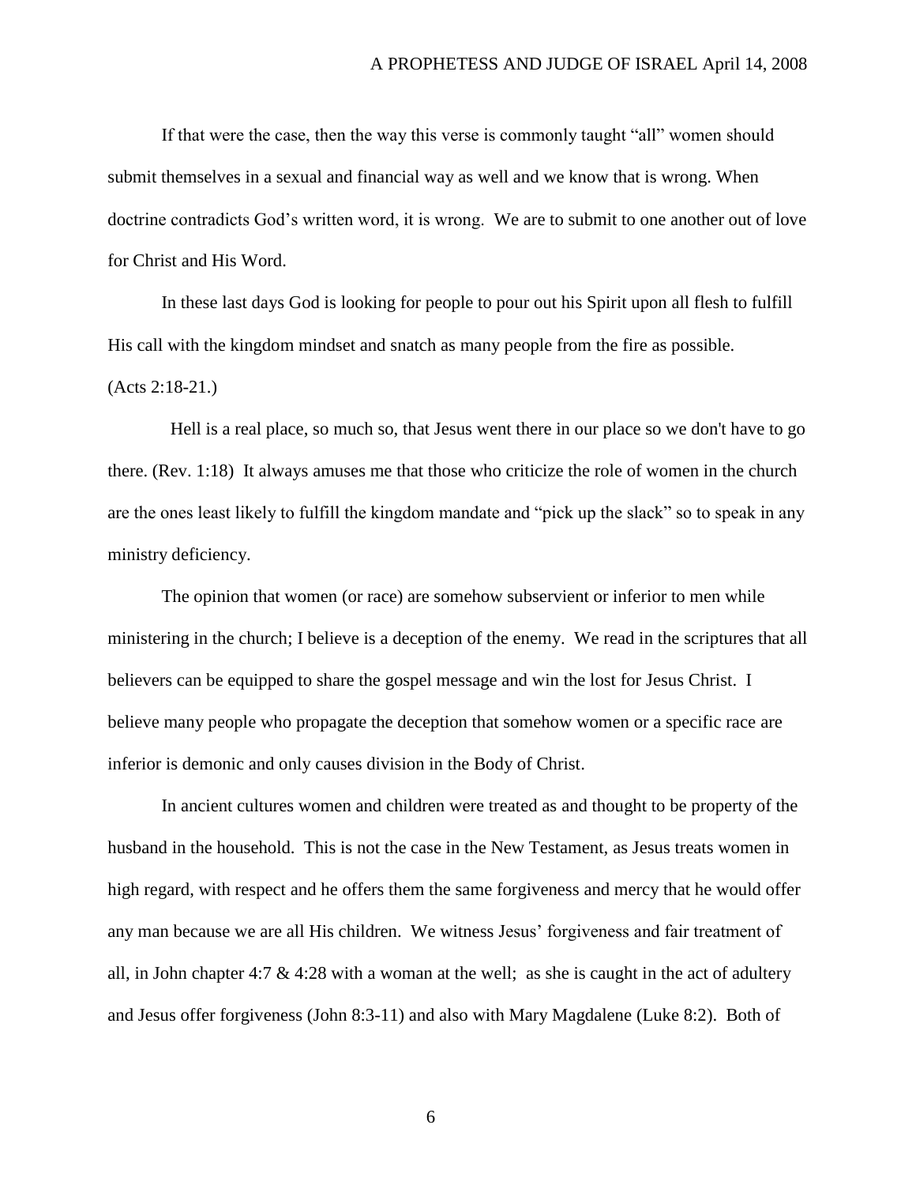If that were the case, then the way this verse is commonly taught "all" women should submit themselves in a sexual and financial way as well and we know that is wrong. When doctrine contradicts God's written word, it is wrong. We are to submit to one another out of love for Christ and His Word.

In these last days God is looking for people to pour out his Spirit upon all flesh to fulfill His call with the kingdom mindset and snatch as many people from the fire as possible. (Acts 2:18-21.)

Hell is a real place, so much so, that Jesus went there in our place so we don't have to go there. (Rev. 1:18) It always amuses me that those who criticize the role of women in the church are the ones least likely to fulfill the kingdom mandate and "pick up the slack" so to speak in any ministry deficiency.

The opinion that women (or race) are somehow subservient or inferior to men while ministering in the church; I believe is a deception of the enemy. We read in the scriptures that all believers can be equipped to share the gospel message and win the lost for Jesus Christ. I believe many people who propagate the deception that somehow women or a specific race are inferior is demonic and only causes division in the Body of Christ.

In ancient cultures women and children were treated as and thought to be property of the husband in the household. This is not the case in the New Testament, as Jesus treats women in high regard, with respect and he offers them the same forgiveness and mercy that he would offer any man because we are all His children. We witness Jesus' forgiveness and fair treatment of all, in John chapter 4:7 & 4:28 with a woman at the well; as she is caught in the act of adultery and Jesus offer forgiveness (John 8:3-11) and also with Mary Magdalene (Luke 8:2). Both of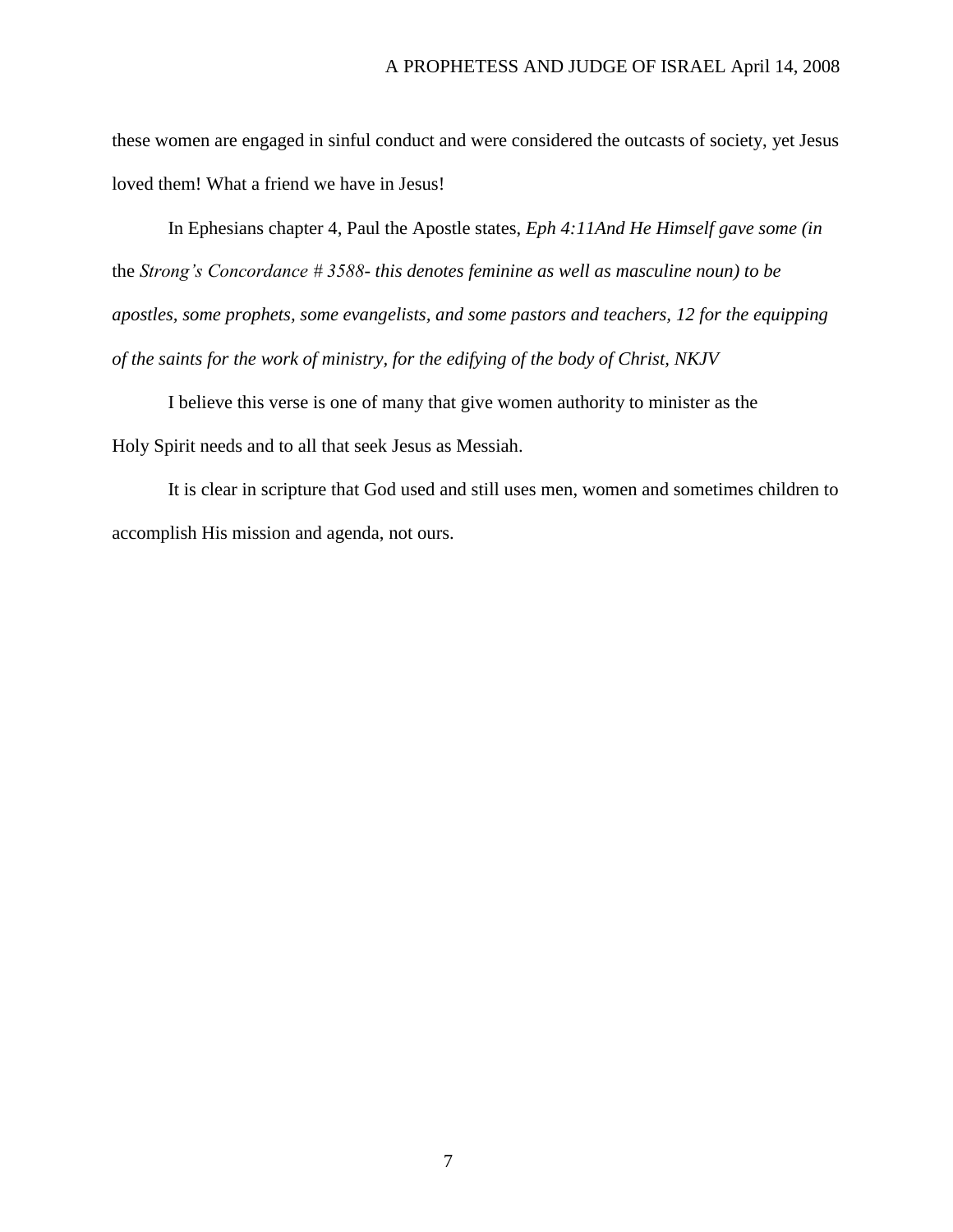these women are engaged in sinful conduct and were considered the outcasts of society, yet Jesus loved them! What a friend we have in Jesus!

In Ephesians chapter 4, Paul the Apostle states, *Eph 4:11And He Himself gave some (in* the *Strong's Concordance # 3588- this denotes feminine as well as masculine noun) to be apostles, some prophets, some evangelists, and some pastors and teachers, 12 for the equipping of the saints for the work of ministry, for the edifying of the body of Christ, NKJV*

I believe this verse is one of many that give women authority to minister as the Holy Spirit needs and to all that seek Jesus as Messiah.

It is clear in scripture that God used and still uses men, women and sometimes children to accomplish His mission and agenda, not ours.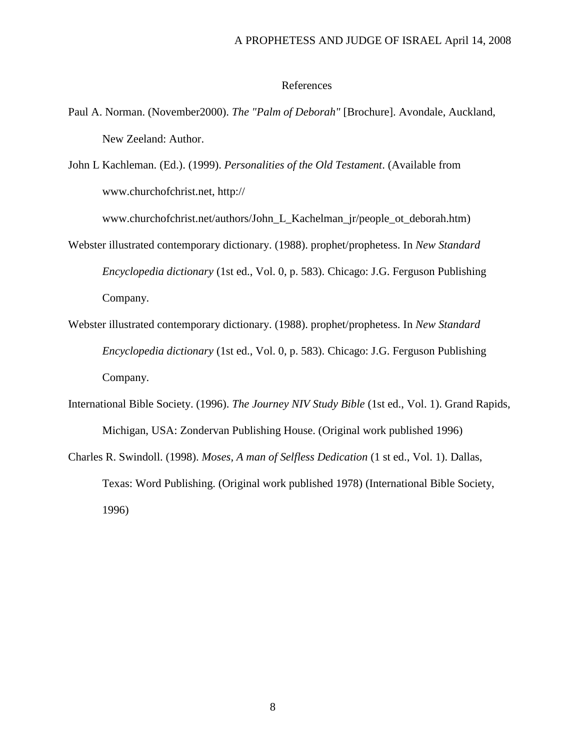# References

Paul A. Norman. (November2000). *The "Palm of Deborah"* [Brochure]. Avondale, Auckland, New Zeeland: Author.

John L Kachleman. (Ed.). (1999). *Personalities of the Old Testament*. (Available from www.churchofchrist.net, http:// www.churchofchrist.net/authors/John_L_Kachelman_jr/people_ot_deborah.htm)

Webster illustrated contemporary dictionary. (1988). prophet/prophetess. In *New Standard Encyclopedia dictionary* (1st ed., Vol. 0, p. 583). Chicago: J.G. Ferguson Publishing Company.

Webster illustrated contemporary dictionary. (1988). prophet/prophetess. In *New Standard Encyclopedia dictionary* (1st ed., Vol. 0, p. 583). Chicago: J.G. Ferguson Publishing Company.

International Bible Society. (1996). *The Journey NIV Study Bible* (1st ed., Vol. 1). Grand Rapids, Michigan, USA: Zondervan Publishing House. (Original work published 1996)

Charles R. Swindoll. (1998). *Moses, A man of Selfless Dedication* (1 st ed., Vol. 1). Dallas, Texas: Word Publishing. (Original work published 1978) (International Bible Society, 1996)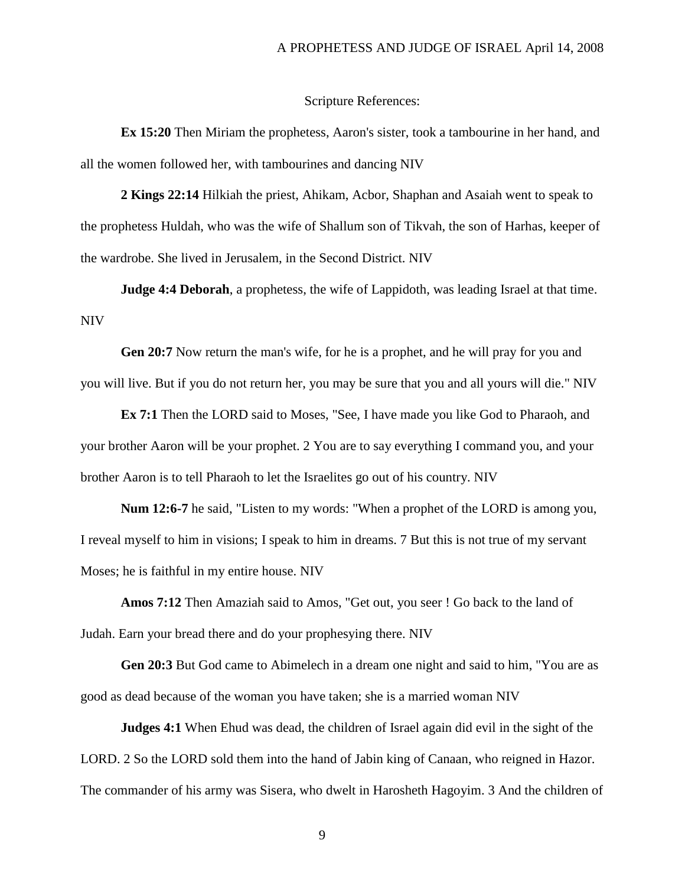Scripture References:

**Ex 15:20** Then Miriam the prophetess, Aaron's sister, took a tambourine in her hand, and all the women followed her, with tambourines and dancing NIV

**2 Kings 22:14** Hilkiah the priest, Ahikam, Acbor, Shaphan and Asaiah went to speak to the prophetess Huldah, who was the wife of Shallum son of Tikvah, the son of Harhas, keeper of the wardrobe. She lived in Jerusalem, in the Second District. NIV

**Judge 4:4 Deborah**, a prophetess, the wife of Lappidoth, was leading Israel at that time. NIV

**Gen 20:7** Now return the man's wife, for he is a prophet, and he will pray for you and you will live. But if you do not return her, you may be sure that you and all yours will die." NIV

**Ex 7:1** Then the LORD said to Moses, "See, I have made you like God to Pharaoh, and your brother Aaron will be your prophet. 2 You are to say everything I command you, and your brother Aaron is to tell Pharaoh to let the Israelites go out of his country. NIV

**Num 12:6-7** he said, "Listen to my words: "When a prophet of the LORD is among you, I reveal myself to him in visions; I speak to him in dreams. 7 But this is not true of my servant Moses; he is faithful in my entire house. NIV

**Amos 7:12** Then Amaziah said to Amos, "Get out, you seer ! Go back to the land of Judah. Earn your bread there and do your prophesying there. NIV

**Gen 20:3** But God came to Abimelech in a dream one night and said to him, "You are as good as dead because of the woman you have taken; she is a married woman NIV

**Judges 4:1** When Ehud was dead, the children of Israel again did evil in the sight of the LORD. 2 So the LORD sold them into the hand of Jabin king of Canaan, who reigned in Hazor. The commander of his army was Sisera, who dwelt in Harosheth Hagoyim. 3 And the children of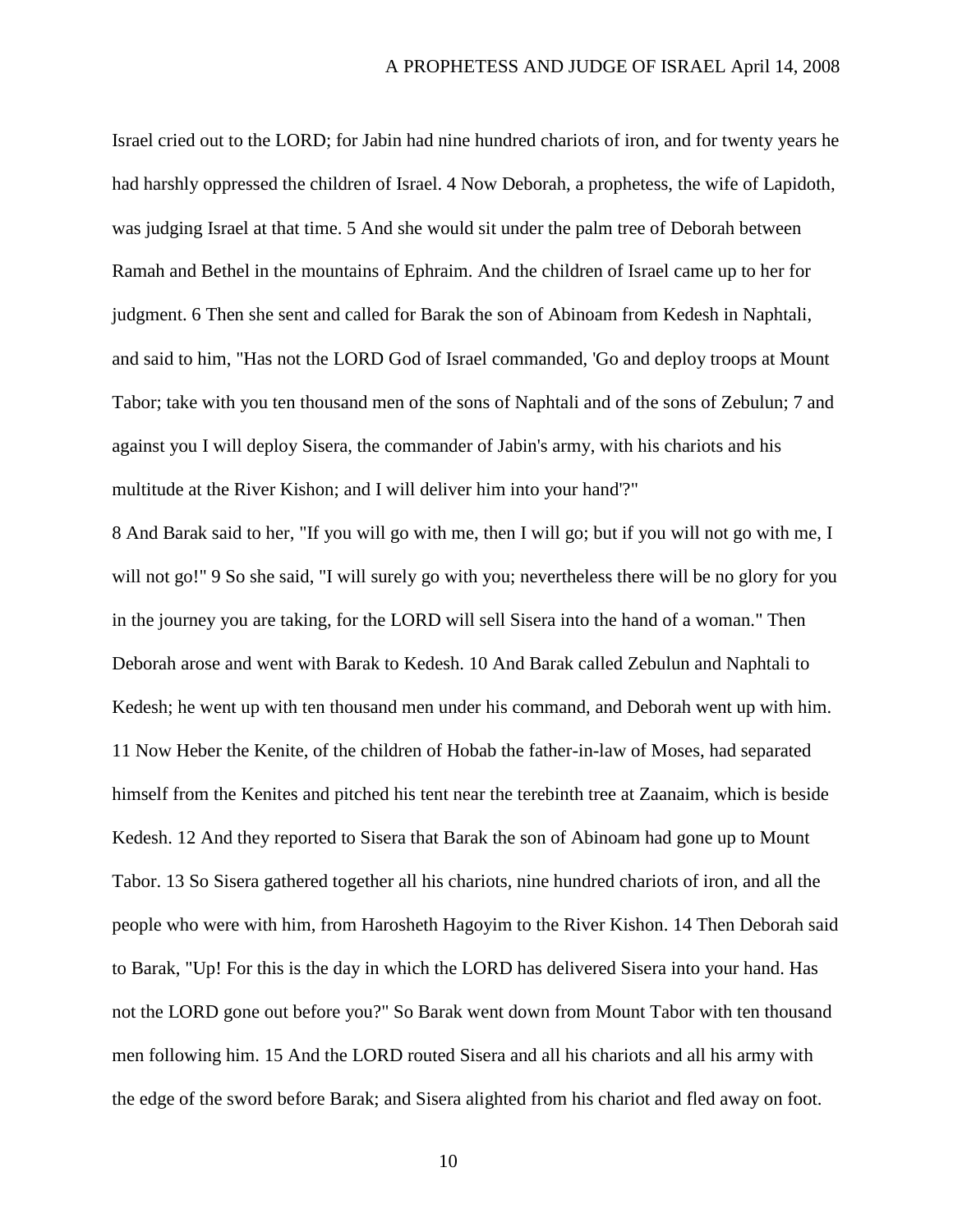Israel cried out to the LORD; for Jabin had nine hundred chariots of iron, and for twenty years he had harshly oppressed the children of Israel. 4 Now Deborah, a prophetess, the wife of Lapidoth, was judging Israel at that time. 5 And she would sit under the palm tree of Deborah between Ramah and Bethel in the mountains of Ephraim. And the children of Israel came up to her for judgment. 6 Then she sent and called for Barak the son of Abinoam from Kedesh in Naphtali, and said to him, "Has not the LORD God of Israel commanded, 'Go and deploy troops at Mount Tabor; take with you ten thousand men of the sons of Naphtali and of the sons of Zebulun; 7 and against you I will deploy Sisera, the commander of Jabin's army, with his chariots and his multitude at the River Kishon; and I will deliver him into your hand'?"

8 And Barak said to her, "If you will go with me, then I will go; but if you will not go with me, I will not go!" 9 So she said, "I will surely go with you; nevertheless there will be no glory for you in the journey you are taking, for the LORD will sell Sisera into the hand of a woman." Then Deborah arose and went with Barak to Kedesh. 10 And Barak called Zebulun and Naphtali to Kedesh; he went up with ten thousand men under his command, and Deborah went up with him. 11 Now Heber the Kenite, of the children of Hobab the father-in-law of Moses, had separated himself from the Kenites and pitched his tent near the terebinth tree at Zaanaim, which is beside Kedesh. 12 And they reported to Sisera that Barak the son of Abinoam had gone up to Mount Tabor. 13 So Sisera gathered together all his chariots, nine hundred chariots of iron, and all the people who were with him, from Harosheth Hagoyim to the River Kishon. 14 Then Deborah said to Barak, "Up! For this is the day in which the LORD has delivered Sisera into your hand. Has not the LORD gone out before you?" So Barak went down from Mount Tabor with ten thousand men following him. 15 And the LORD routed Sisera and all his chariots and all his army with the edge of the sword before Barak; and Sisera alighted from his chariot and fled away on foot.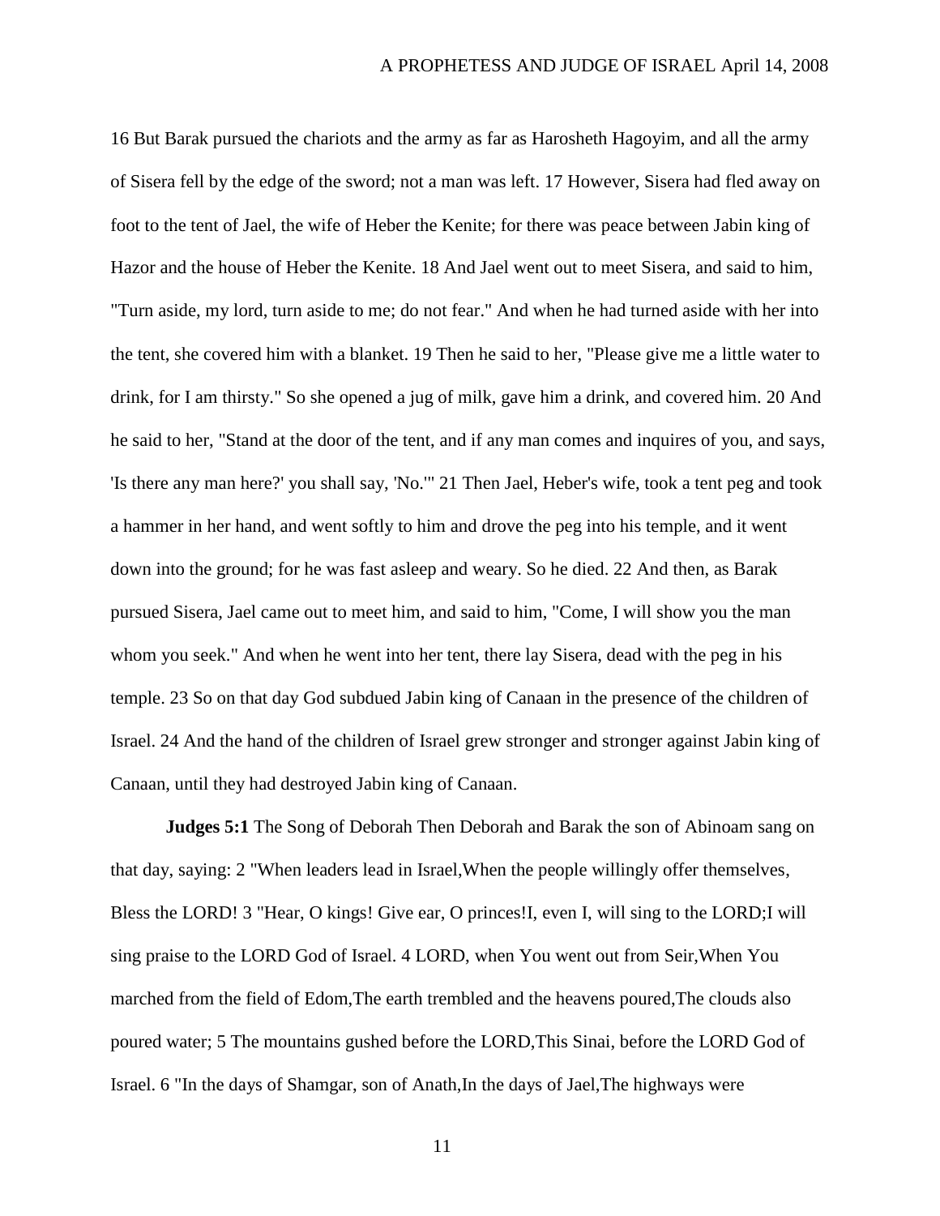16 But Barak pursued the chariots and the army as far as Harosheth Hagoyim, and all the army of Sisera fell by the edge of the sword; not a man was left. 17 However, Sisera had fled away on foot to the tent of Jael, the wife of Heber the Kenite; for there was peace between Jabin king of Hazor and the house of Heber the Kenite. 18 And Jael went out to meet Sisera, and said to him, "Turn aside, my lord, turn aside to me; do not fear." And when he had turned aside with her into the tent, she covered him with a blanket. 19 Then he said to her, "Please give me a little water to drink, for I am thirsty." So she opened a jug of milk, gave him a drink, and covered him. 20 And he said to her, "Stand at the door of the tent, and if any man comes and inquires of you, and says, 'Is there any man here?' you shall say, 'No.'" 21 Then Jael, Heber's wife, took a tent peg and took a hammer in her hand, and went softly to him and drove the peg into his temple, and it went down into the ground; for he was fast asleep and weary. So he died. 22 And then, as Barak pursued Sisera, Jael came out to meet him, and said to him, "Come, I will show you the man whom you seek." And when he went into her tent, there lay Sisera, dead with the peg in his temple. 23 So on that day God subdued Jabin king of Canaan in the presence of the children of Israel. 24 And the hand of the children of Israel grew stronger and stronger against Jabin king of Canaan, until they had destroyed Jabin king of Canaan.

**Judges 5:1** The Song of Deborah Then Deborah and Barak the son of Abinoam sang on that day, saying: 2 "When leaders lead in Israel,When the people willingly offer themselves, Bless the LORD! 3 "Hear, O kings! Give ear, O princes!I, even I, will sing to the LORD;I will sing praise to the LORD God of Israel. 4 LORD, when You went out from Seir,When You marched from the field of Edom,The earth trembled and the heavens poured,The clouds also poured water; 5 The mountains gushed before the LORD,This Sinai, before the LORD God of Israel. 6 "In the days of Shamgar, son of Anath,In the days of Jael,The highways were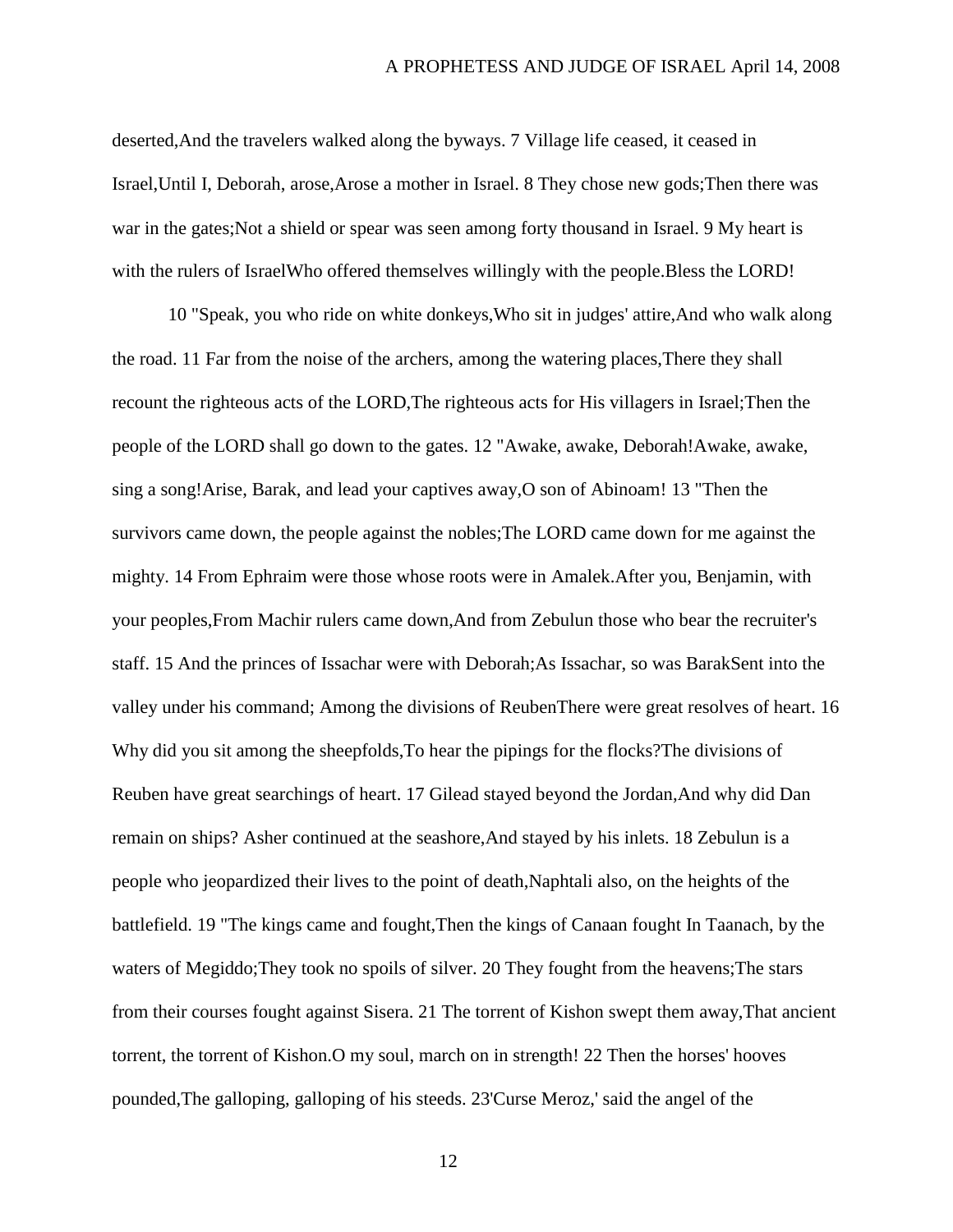deserted,And the travelers walked along the byways. 7 Village life ceased, it ceased in Israel,Until I, Deborah, arose,Arose a mother in Israel. 8 They chose new gods;Then there was war in the gates;Not a shield or spear was seen among forty thousand in Israel. 9 My heart is with the rulers of IsraelWho offered themselves willingly with the people.Bless the LORD!

10 "Speak, you who ride on white donkeys,Who sit in judges' attire,And who walk along the road. 11 Far from the noise of the archers, among the watering places,There they shall recount the righteous acts of the LORD,The righteous acts for His villagers in Israel;Then the people of the LORD shall go down to the gates. 12 "Awake, awake, Deborah!Awake, awake, sing a song!Arise, Barak, and lead your captives away,O son of Abinoam! 13 "Then the survivors came down, the people against the nobles;The LORD came down for me against the mighty. 14 From Ephraim were those whose roots were in Amalek.After you, Benjamin, with your peoples,From Machir rulers came down,And from Zebulun those who bear the recruiter's staff. 15 And the princes of Issachar were with Deborah;As Issachar, so was BarakSent into the valley under his command; Among the divisions of ReubenThere were great resolves of heart. 16 Why did you sit among the sheepfolds,To hear the pipings for the flocks?The divisions of Reuben have great searchings of heart. 17 Gilead stayed beyond the Jordan,And why did Dan remain on ships? Asher continued at the seashore,And stayed by his inlets. 18 Zebulun is a people who jeopardized their lives to the point of death,Naphtali also, on the heights of the battlefield. 19 "The kings came and fought,Then the kings of Canaan fought In Taanach, by the waters of Megiddo;They took no spoils of silver. 20 They fought from the heavens;The stars from their courses fought against Sisera. 21 The torrent of Kishon swept them away,That ancient torrent, the torrent of Kishon.O my soul, march on in strength! 22 Then the horses' hooves pounded,The galloping, galloping of his steeds. 23'Curse Meroz,' said the angel of the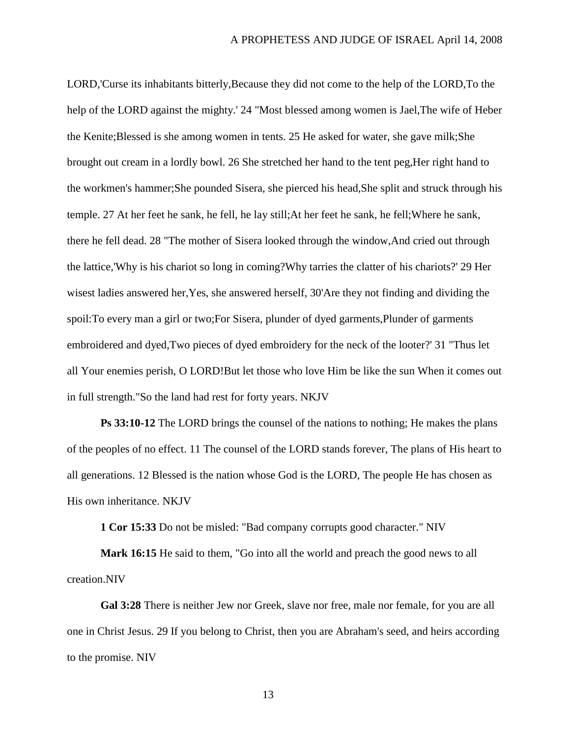LORD,'Curse its inhabitants bitterly,Because they did not come to the help of the LORD,To the help of the LORD against the mighty.' 24 "Most blessed among women is Jael,The wife of Heber the Kenite;Blessed is she among women in tents. 25 He asked for water, she gave milk;She brought out cream in a lordly bowl. 26 She stretched her hand to the tent peg,Her right hand to the workmen's hammer;She pounded Sisera, she pierced his head,She split and struck through his temple. 27 At her feet he sank, he fell, he lay still;At her feet he sank, he fell;Where he sank, there he fell dead. 28 "The mother of Sisera looked through the window,And cried out through the lattice,'Why is his chariot so long in coming?Why tarries the clatter of his chariots?' 29 Her wisest ladies answered her,Yes, she answered herself, 30'Are they not finding and dividing the spoil:To every man a girl or two;For Sisera, plunder of dyed garments,Plunder of garments embroidered and dyed,Two pieces of dyed embroidery for the neck of the looter?' 31 "Thus let all Your enemies perish, O LORD!But let those who love Him be like the sun When it comes out in full strength."So the land had rest for forty years. NKJV

**Ps 33:10-12** The LORD brings the counsel of the nations to nothing; He makes the plans of the peoples of no effect. 11 The counsel of the LORD stands forever, The plans of His heart to all generations. 12 Blessed is the nation whose God is the LORD, The people He has chosen as His own inheritance. NKJV

**1 Cor 15:33** Do not be misled: "Bad company corrupts good character." NIV

**Mark 16:15** He said to them, "Go into all the world and preach the good news to all creation.NIV

**Gal 3:28** There is neither Jew nor Greek, slave nor free, male nor female, for you are all one in Christ Jesus. 29 If you belong to Christ, then you are Abraham's seed, and heirs according to the promise. NIV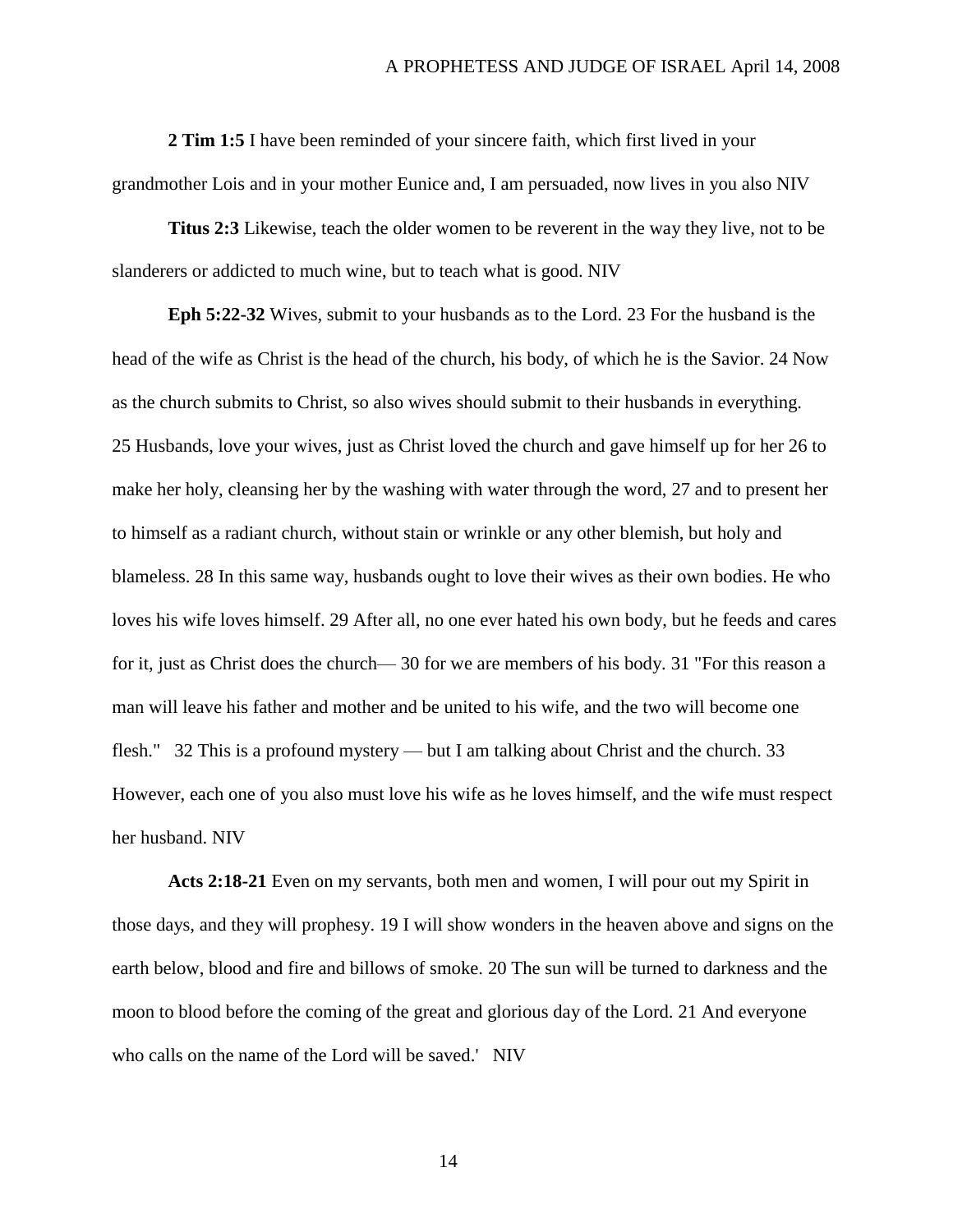**2 Tim 1:5** I have been reminded of your sincere faith, which first lived in your grandmother Lois and in your mother Eunice and, I am persuaded, now lives in you also NIV

**Titus 2:3** Likewise, teach the older women to be reverent in the way they live, not to be slanderers or addicted to much wine, but to teach what is good. NIV

**Eph 5:22-32** Wives, submit to your husbands as to the Lord. 23 For the husband is the head of the wife as Christ is the head of the church, his body, of which he is the Savior. 24 Now as the church submits to Christ, so also wives should submit to their husbands in everything. 25 Husbands, love your wives, just as Christ loved the church and gave himself up for her 26 to make her holy, cleansing her by the washing with water through the word, 27 and to present her to himself as a radiant church, without stain or wrinkle or any other blemish, but holy and blameless. 28 In this same way, husbands ought to love their wives as their own bodies. He who loves his wife loves himself. 29 After all, no one ever hated his own body, but he feeds and cares for it, just as Christ does the church— 30 for we are members of his body. 31 "For this reason a man will leave his father and mother and be united to his wife, and the two will become one flesh." 32 This is a profound mystery — but I am talking about Christ and the church. 33 However, each one of you also must love his wife as he loves himself, and the wife must respect her husband. NIV

**Acts 2:18-21** Even on my servants, both men and women, I will pour out my Spirit in those days, and they will prophesy. 19 I will show wonders in the heaven above and signs on the earth below, blood and fire and billows of smoke. 20 The sun will be turned to darkness and the moon to blood before the coming of the great and glorious day of the Lord. 21 And everyone who calls on the name of the Lord will be saved.' NIV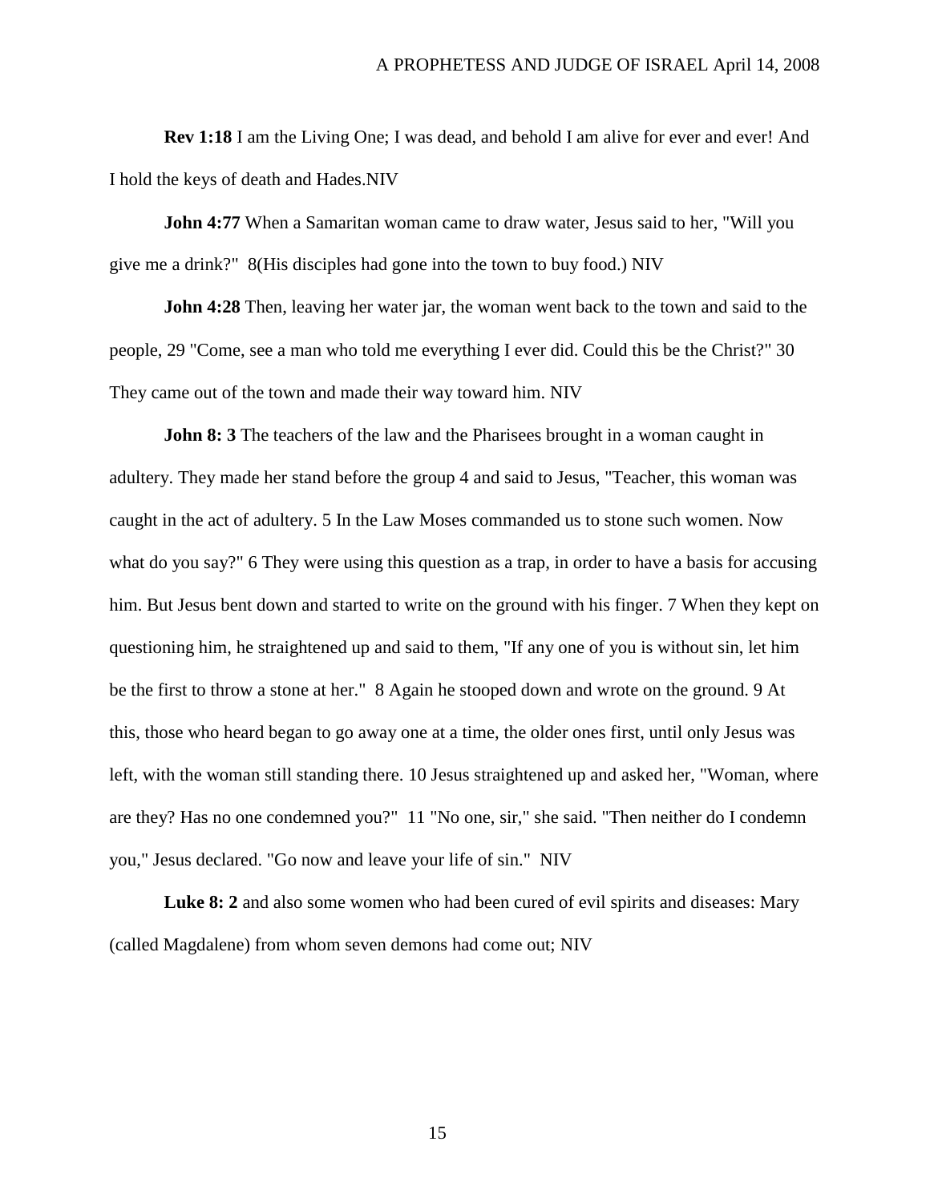**Rev 1:18** I am the Living One; I was dead, and behold I am alive for ever and ever! And I hold the keys of death and Hades.NIV

**John 4:77** When a Samaritan woman came to draw water, Jesus said to her, "Will you give me a drink?" 8(His disciples had gone into the town to buy food.) NIV

**John 4:28** Then, leaving her water jar, the woman went back to the town and said to the people, 29 "Come, see a man who told me everything I ever did. Could this be the Christ?" 30 They came out of the town and made their way toward him. NIV

**John 8: 3** The teachers of the law and the Pharisees brought in a woman caught in adultery. They made her stand before the group 4 and said to Jesus, "Teacher, this woman was caught in the act of adultery. 5 In the Law Moses commanded us to stone such women. Now what do you say?" 6 They were using this question as a trap, in order to have a basis for accusing him. But Jesus bent down and started to write on the ground with his finger. 7 When they kept on questioning him, he straightened up and said to them, "If any one of you is without sin, let him be the first to throw a stone at her." 8 Again he stooped down and wrote on the ground. 9 At this, those who heard began to go away one at a time, the older ones first, until only Jesus was left, with the woman still standing there. 10 Jesus straightened up and asked her, "Woman, where are they? Has no one condemned you?" 11 "No one, sir," she said. "Then neither do I condemn you," Jesus declared. "Go now and leave your life of sin." NIV

**Luke 8: 2** and also some women who had been cured of evil spirits and diseases: Mary (called Magdalene) from whom seven demons had come out; NIV